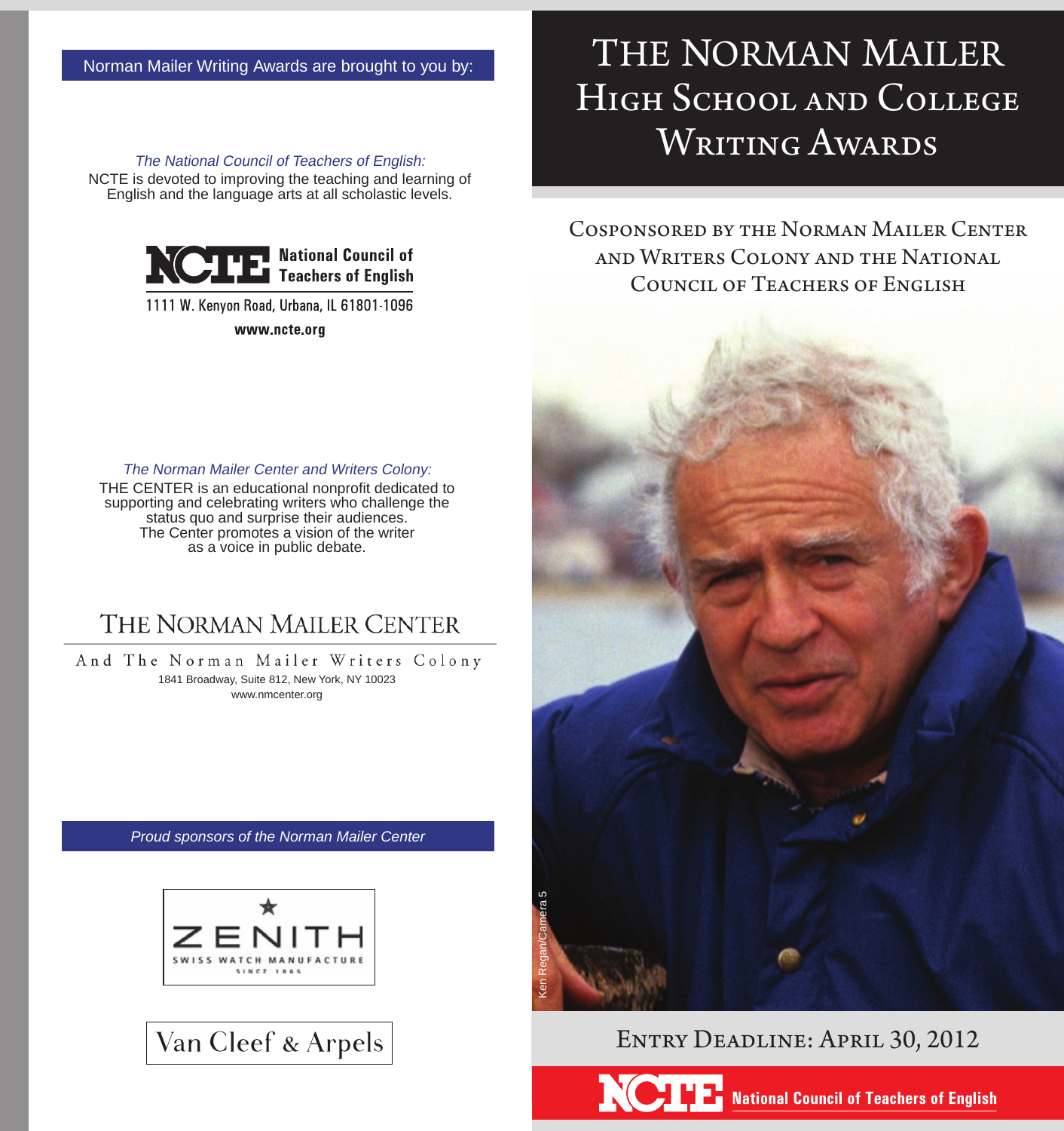Norman Mailer Writing Awards are brought to you by:

*The National Council of Teachers of English:*

NCTE is devoted to improving the teaching and learning of English and the language arts at all scholastic levels.

**NCTE** National Council of Teachers of English

1111 W. Kenyon Road, Urbana, IL 61801-1096

**www.ncte.org**

*The Norman Mailer Center and Writers Colony:*

THE CENTER is an educational nonprofit dedicated to supporting and celebrating writers who challenge the status quo and surprise their audiences. The Center promotes a vision of the writer as a voice in public debate.

THE NORMAN MAILER CENTER

And The Norman Mailer Writers Colony

1841 Broadway, Suite 812, New York, NY 10023

www.nmcenter.org

*Proud sponsors of the Norman Mailer Center*

ZENITH

SWISS WATCH MANUFACTURE

SINCE 1865

Van Cleef & Arpels

# The Norman Mailer High School and College Writing Awards

## Cosponsored by the Norman Mailer Center and Writers Colony and the National Council of Teachers of English

Ken Regan/Camera 5

## Entry Deadline: April 30, 2012

**NCTE** National Council of Teachers of English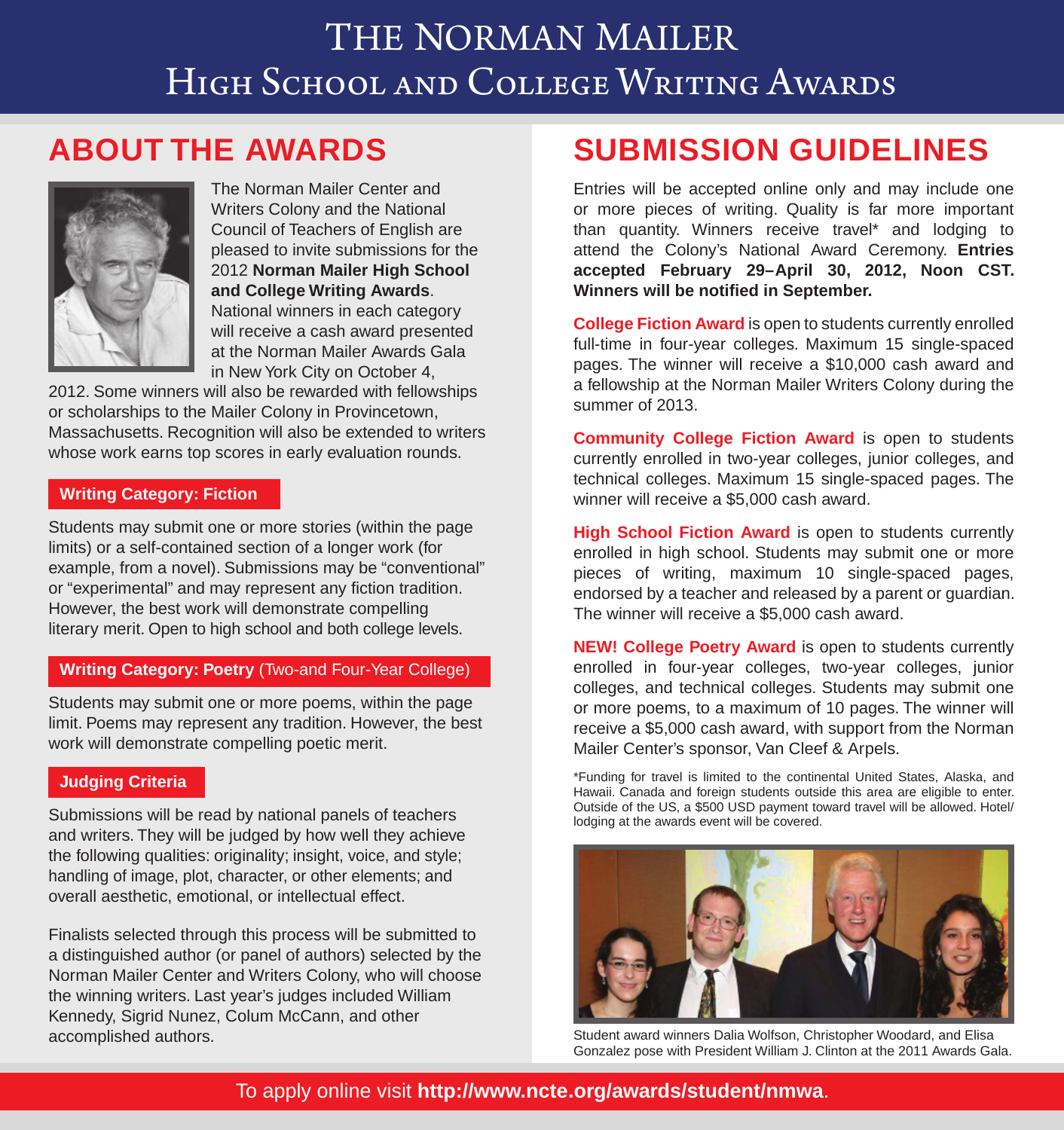# The Norman Mailer High School and College Writing Awards

## ABOUT THE AWARDS

The Norman Mailer Center and Writers Colony and the National Council of Teachers of English are pleased to invite submissions for the 2012 **Norman Mailer High School and College Writing Awards**. National winners in each category will receive a cash award presented at the Norman Mailer Awards Gala in New York City on October 4, 2012. Some winners will also be rewarded with fellowships or scholarships to the Mailer Colony in Provincetown, Massachusetts. Recognition will also be extended to writers whose work earns top scores in early evaluation rounds.

### Writing Category: Fiction

Students may submit one or more stories (within the page limits) or a self-contained section of a longer work (for example, from a novel). Submissions may be "conventional" or "experimental" and may represent any fiction tradition. However, the best work will demonstrate compelling literary merit. Open to high school and both college levels.

### Writing Category: Poetry (Two-and Four-Year College)

Students may submit one or more poems, within the page limit. Poems may represent any tradition. However, the best work will demonstrate compelling poetic merit.

### Judging Criteria

Submissions will be read by national panels of teachers and writers. They will be judged by how well they achieve the following qualities: originality; insight, voice, and style; handling of image, plot, character, or other elements; and overall aesthetic, emotional, or intellectual effect.

Finalists selected through this process will be submitted to a distinguished author (or panel of authors) selected by the Norman Mailer Center and Writers Colony, who will choose the winning writers. Last year's judges included William Kennedy, Sigrid Nunez, Colum McCann, and other accomplished authors.

## SUBMISSION GUIDELINES

Entries will be accepted online only and may include one or more pieces of writing. Quality is far more important than quantity. Winners receive travel* and lodging to attend the Colony's National Award Ceremony. **Entries accepted February 29–April 30, 2012, Noon CST. Winners will be notified in September.**

**College Fiction Award** is open to students currently enrolled full-time in four-year colleges. Maximum 15 single-spaced pages. The winner will receive a $10,000 cash award and a fellowship at the Norman Mailer Writers Colony during the summer of 2013.

**Community College Fiction Award** is open to students currently enrolled in two-year colleges, junior colleges, and technical colleges. Maximum 15 single-spaced pages. The winner will receive a $5,000 cash award.

**High School Fiction Award** is open to students currently enrolled in high school. Students may submit one or more pieces of writing, maximum 10 single-spaced pages, endorsed by a teacher and released by a parent or guardian. The winner will receive a $5,000 cash award.

**NEW! College Poetry Award** is open to students currently enrolled in four-year colleges, two-year colleges, junior colleges, and technical colleges. Students may submit one or more poems, to a maximum of 10 pages. The winner will receive a $5,000 cash award, with support from the Norman Mailer Center's sponsor, Van Cleef & Arpels.

*Funding for travel is limited to the continental United States, Alaska, and Hawaii. Canada and foreign students outside this area are eligible to enter. Outside of the US, a $500 USD payment toward travel will be allowed. Hotel/ lodging at the awards event will be covered.

Student award winners Dalia Wolfson, Christopher Woodard, and Elisa Gonzalez pose with President William J. Clinton at the 2011 Awards Gala.

To apply online visit **http://www.ncte.org/awards/student/nmwa**.